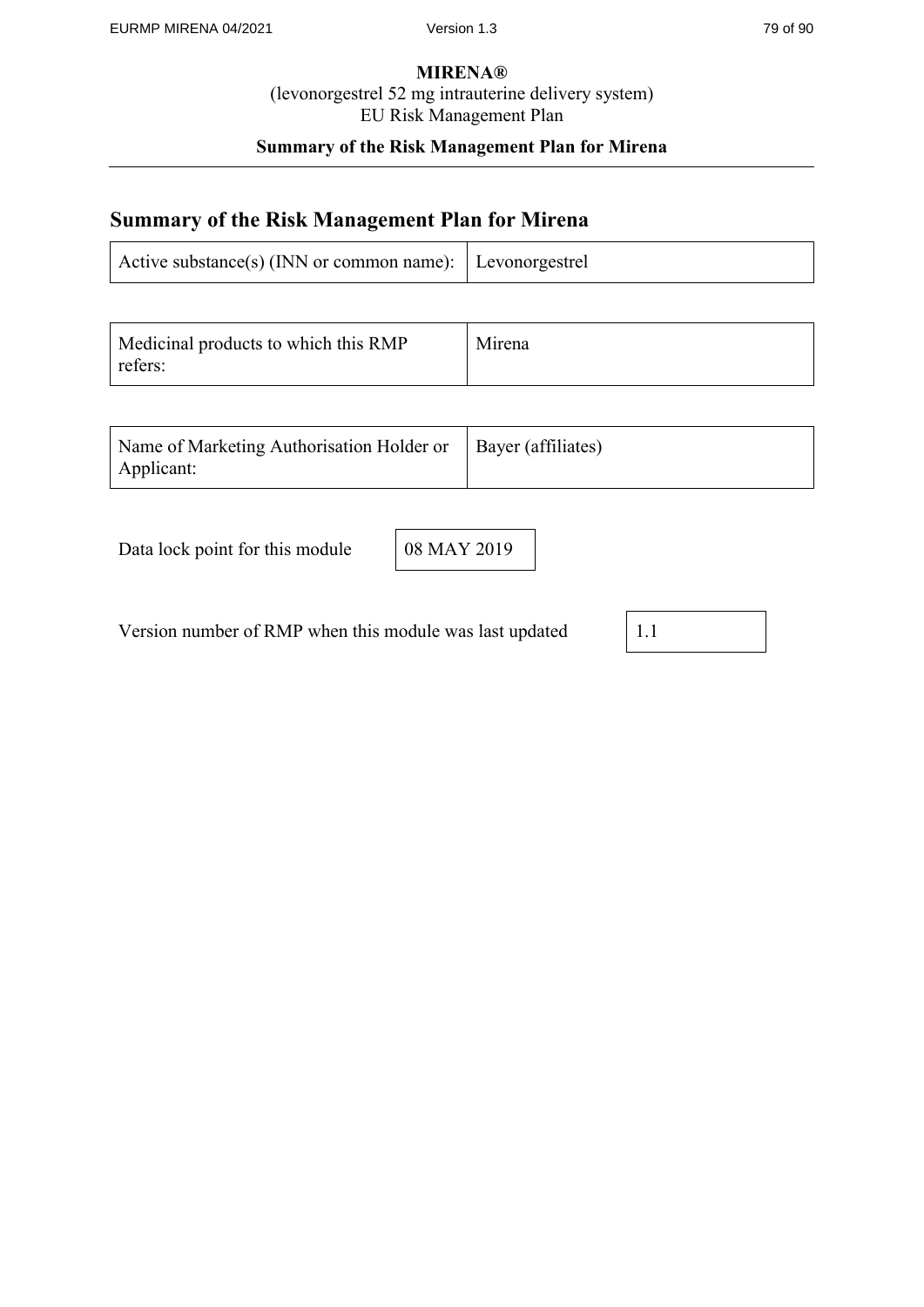# Summary of the Risk Management Plan for Mirena

| Active substance(s) (INN or common name): | Levonorgestrel |
|---|---|

| Medicinal products to which this RMP refers: | Mirena |
|---|---|

| Name of Marketing Authorisation Holder or Applicant: | Bayer (affiliates) |
|---|---|

| Data lock point for this module | 08 MAY 2019 |
|---|---|

| Version number of RMP when this module was last updated | 1.1 |
|---|---|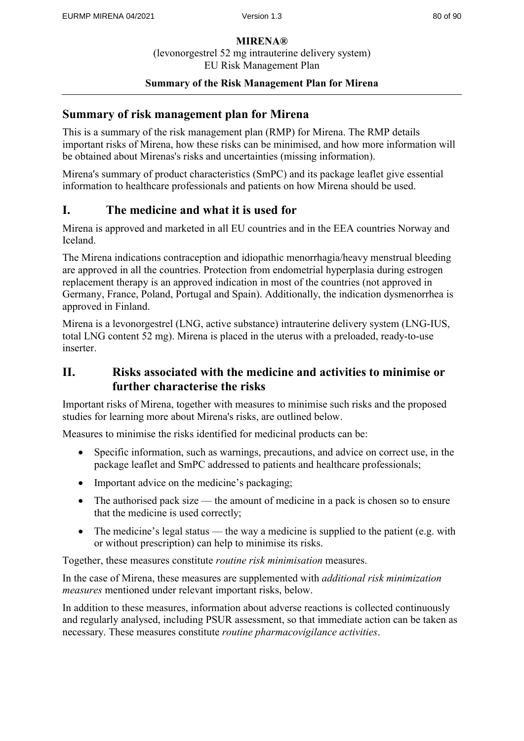**MIRENA®**

(levonorgestrel 52 mg intrauterine delivery system)
EU Risk Management Plan

**Summary of the Risk Management Plan for Mirena**

## Summary of risk management plan for Mirena

This is a summary of the risk management plan (RMP) for Mirena. The RMP details important risks of Mirena, how these risks can be minimised, and how more information will be obtained about Mirenas's risks and uncertainties (missing information).

Mirena's summary of product characteristics (SmPC) and its package leaflet give essential information to healthcare professionals and patients on how Mirena should be used.

## I. The medicine and what it is used for

Mirena is approved and marketed in all EU countries and in the EEA countries Norway and Iceland.

The Mirena indications contraception and idiopathic menorrhagia/heavy menstrual bleeding are approved in all the countries. Protection from endometrial hyperplasia during estrogen replacement therapy is an approved indication in most of the countries (not approved in Germany, France, Poland, Portugal and Spain). Additionally, the indication dysmenorrhea is approved in Finland.

Mirena is a levonorgestrel (LNG, active substance) intrauterine delivery system (LNG-IUS, total LNG content 52 mg). Mirena is placed in the uterus with a preloaded, ready-to-use inserter.

## II. Risks associated with the medicine and activities to minimise or further characterise the risks

Important risks of Mirena, together with measures to minimise such risks and the proposed studies for learning more about Mirena's risks, are outlined below.

Measures to minimise the risks identified for medicinal products can be:

- Specific information, such as warnings, precautions, and advice on correct use, in the package leaflet and SmPC addressed to patients and healthcare professionals;
- Important advice on the medicine's packaging;
- The authorised pack size — the amount of medicine in a pack is chosen so to ensure that the medicine is used correctly;
- The medicine's legal status — the way a medicine is supplied to the patient (e.g. with or without prescription) can help to minimise its risks.

Together, these measures constitute *routine risk minimisation* measures.

In the case of Mirena, these measures are supplemented with *additional risk minimization measures* mentioned under relevant important risks, below.

In addition to these measures, information about adverse reactions is collected continuously and regularly analysed, including PSUR assessment, so that immediate action can be taken as necessary. These measures constitute *routine pharmacovigilance activities*.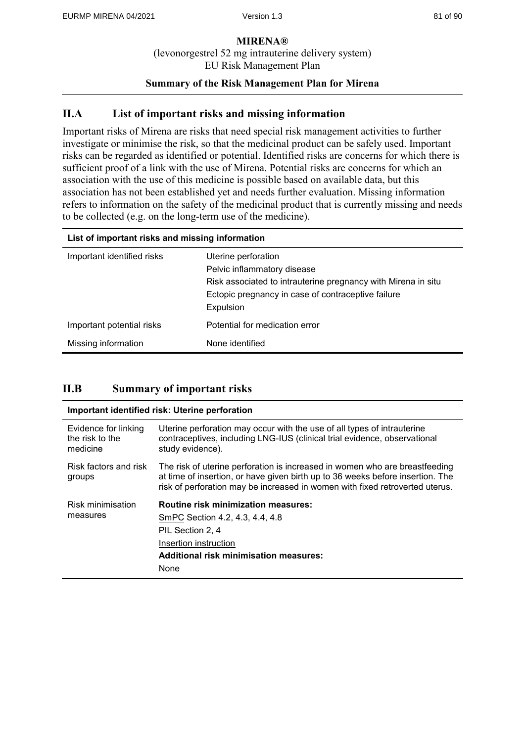**MIRENA®**

(levonorgestrel 52 mg intrauterine delivery system)
EU Risk Management Plan

**Summary of the Risk Management Plan for Mirena**

## II.A List of important risks and missing information

Important risks of Mirena are risks that need special risk management activities to further investigate or minimise the risk, so that the medicinal product can be safely used. Important risks can be regarded as identified or potential. Identified risks are concerns for which there is sufficient proof of a link with the use of Mirena. Potential risks are concerns for which an association with the use of this medicine is possible based on available data, but this association has not been established yet and needs further evaluation. Missing information refers to information on the safety of the medicinal product that is currently missing and needs to be collected (e.g. on the long-term use of the medicine).

| **List of important risks and missing information** | |
|---|---|
| Important identified risks | Uterine perforation<br>Pelvic inflammatory disease<br>Risk associated to intrauterine pregnancy with Mirena in situ<br>Ectopic pregnancy in case of contraceptive failure<br>Expulsion |
| Important potential risks | Potential for medication error |
| Missing information | None identified |

## II.B Summary of important risks

| **Important identified risk: Uterine perforation** | |
|---|---|
| Evidence for linking the risk to the medicine | Uterine perforation may occur with the use of all types of intrauterine contraceptives, including LNG-IUS (clinical trial evidence, observational study evidence). |
| Risk factors and risk groups | The risk of uterine perforation is increased in women who are breastfeeding at time of insertion, or have given birth up to 36 weeks before insertion. The risk of perforation may be increased in women with fixed retroverted uterus. |
| Risk minimisation measures | **Routine risk minimization measures:**<br>SmPC Section 4.2, 4.3, 4.4, 4.8<br>PIL Section 2, 4<br>Insertion instruction<br>**Additional risk minimisation measures:**<br>None |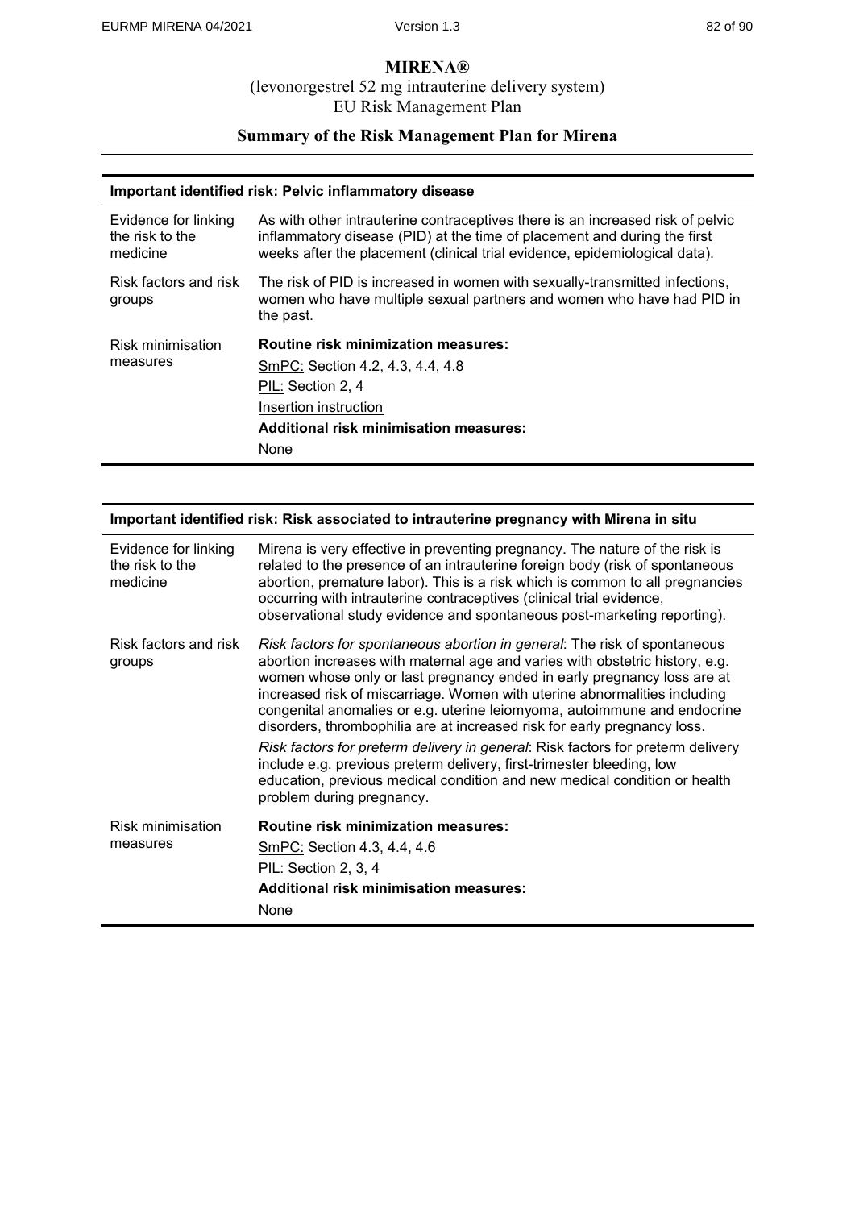# MIRENA®

(levonorgestrel 52 mg intrauterine delivery system)
EU Risk Management Plan

## Summary of the Risk Management Plan for Mirena

| Important identified risk: Pelvic inflammatory disease | |
|---|---|
| Evidence for linking the risk to the medicine | As with other intrauterine contraceptives there is an increased risk of pelvic inflammatory disease (PID) at the time of placement and during the first weeks after the placement (clinical trial evidence, epidemiological data). |
| Risk factors and risk groups | The risk of PID is increased in women with sexually-transmitted infections, women who have multiple sexual partners and women who have had PID in the past. |
| Risk minimisation measures | **Routine risk minimization measures:**<br>SmPC: Section 4.2, 4.3, 4.4, 4.8<br>PIL: Section 2, 4<br>Insertion instruction<br>**Additional risk minimisation measures:**<br>None |

| Important identified risk: Risk associated to intrauterine pregnancy with Mirena in situ | |
|---|---|
| Evidence for linking the risk to the medicine | Mirena is very effective in preventing pregnancy. The nature of the risk is related to the presence of an intrauterine foreign body (risk of spontaneous abortion, premature labor). This is a risk which is common to all pregnancies occurring with intrauterine contraceptives (clinical trial evidence, observational study evidence and spontaneous post-marketing reporting). |
| Risk factors and risk groups | *Risk factors for spontaneous abortion in general*: The risk of spontaneous abortion increases with maternal age and varies with obstetric history, e.g. women whose only or last pregnancy ended in early pregnancy loss are at increased risk of miscarriage. Women with uterine abnormalities including congenital anomalies or e.g. uterine leiomyoma, autoimmune and endocrine disorders, thrombophilia are at increased risk for early pregnancy loss.<br>*Risk factors for preterm delivery in general*: Risk factors for preterm delivery include e.g. previous preterm delivery, first-trimester bleeding, low education, previous medical condition and new medical condition or health problem during pregnancy. |
| Risk minimisation measures | **Routine risk minimization measures:**<br>SmPC: Section 4.3, 4.4, 4.6<br>PIL: Section 2, 3, 4<br>**Additional risk minimisation measures:**<br>None |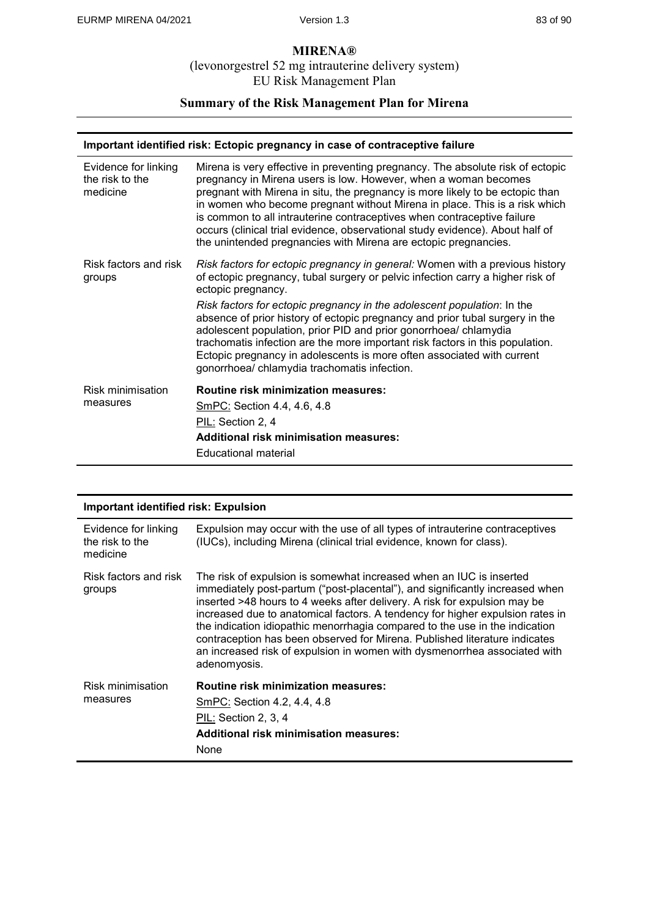# MIRENA®

(levonorgestrel 52 mg intrauterine delivery system)
EU Risk Management Plan

## Summary of the Risk Management Plan for Mirena

| Important identified risk: Ectopic pregnancy in case of contraceptive failure | |
|---|---|
| Evidence for linking the risk to the medicine | Mirena is very effective in preventing pregnancy. The absolute risk of ectopic pregnancy in Mirena users is low. However, when a woman becomes pregnant with Mirena in situ, the pregnancy is more likely to be ectopic than in women who become pregnant without Mirena in place. This is a risk which is common to all intrauterine contraceptives when contraceptive failure occurs (clinical trial evidence, observational study evidence). About half of the unintended pregnancies with Mirena are ectopic pregnancies. |
| Risk factors and risk groups | *Risk factors for ectopic pregnancy in general:* Women with a previous history of ectopic pregnancy, tubal surgery or pelvic infection carry a higher risk of ectopic pregnancy.<br>*Risk factors for ectopic pregnancy in the adolescent population*: In the absence of prior history of ectopic pregnancy and prior tubal surgery in the adolescent population, prior PID and prior gonorrhoea/ chlamydia trachomatis infection are the more important risk factors in this population. Ectopic pregnancy in adolescents is more often associated with current gonorrhoea/ chlamydia trachomatis infection. |
| Risk minimisation measures | **Routine risk minimization measures:**<br>SmPC: Section 4.4, 4.6, 4.8<br>PIL: Section 2, 4<br>**Additional risk minimisation measures:**<br>Educational material |

| Important identified risk: Expulsion | |
|---|---|
| Evidence for linking the risk to the medicine | Expulsion may occur with the use of all types of intrauterine contraceptives (IUCs), including Mirena (clinical trial evidence, known for class). |
| Risk factors and risk groups | The risk of expulsion is somewhat increased when an IUC is inserted immediately post-partum ("post-placental"), and significantly increased when inserted >48 hours to 4 weeks after delivery. A risk for expulsion may be increased due to anatomical factors. A tendency for higher expulsion rates in the indication idiopathic menorrhagia compared to the use in the indication contraception has been observed for Mirena. Published literature indicates an increased risk of expulsion in women with dysmenorrhea associated with adenomyosis. |
| Risk minimisation measures | **Routine risk minimization measures:**<br>SmPC: Section 4.2, 4.4, 4.8<br>PIL: Section 2, 3, 4<br>**Additional risk minimisation measures:**<br>None |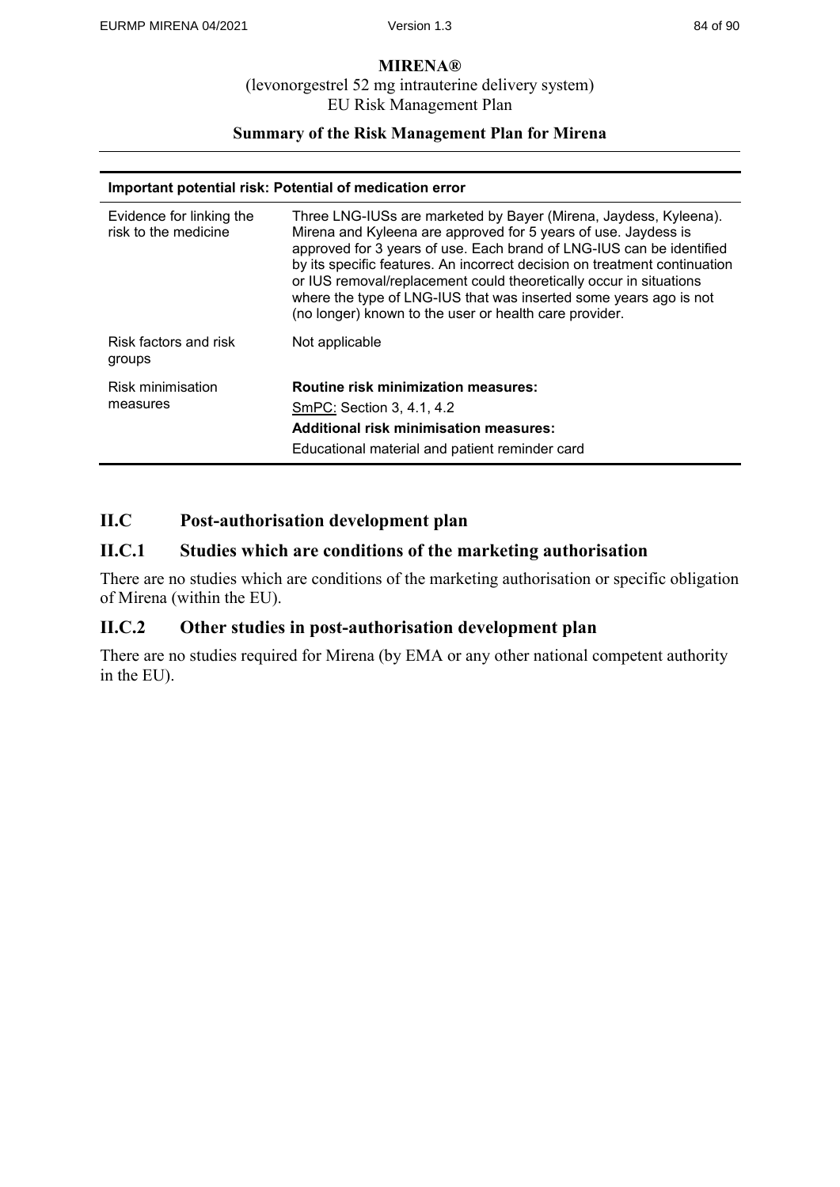| Important potential risk: Potential of medication error | |
|---|---|
| Evidence for linking the risk to the medicine | Three LNG-IUSs are marketed by Bayer (Mirena, Jaydess, Kyleena). Mirena and Kyleena are approved for 5 years of use. Jaydess is approved for 3 years of use. Each brand of LNG-IUS can be identified by its specific features. An incorrect decision on treatment continuation or IUS removal/replacement could theoretically occur in situations where the type of LNG-IUS that was inserted some years ago is not (no longer) known to the user or health care provider. |
| Risk factors and risk groups | Not applicable |
| Risk minimisation measures | **Routine risk minimization measures:**<br>SmPC: Section 3, 4.1, 4.2<br>**Additional risk minimisation measures:**<br>Educational material and patient reminder card |

## II.C Post-authorisation development plan

### II.C.1 Studies which are conditions of the marketing authorisation

There are no studies which are conditions of the marketing authorisation or specific obligation of Mirena (within the EU).

### II.C.2 Other studies in post-authorisation development plan

There are no studies required for Mirena (by EMA or any other national competent authority in the EU).